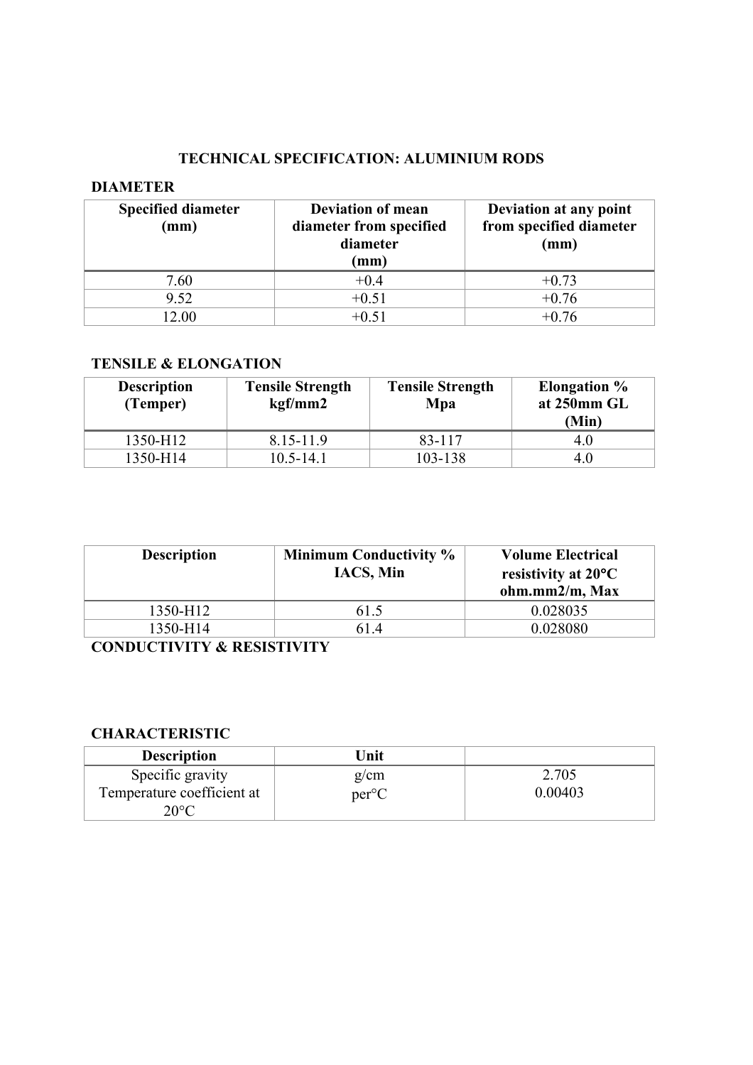# TECHNICAL SPECIFICATION: ALUMINIUM RODS

## DIAMETER

| Specified diameter (mm) | Deviation of mean diameter from specified diameter (mm) | Deviation at any point from specified diameter (mm) |
|---|---|---|
| 7.60 | +0.4 | +0.73 |
| 9.52 | +0.51 | +0.76 |
| 12.00 | +0.51 | +0.76 |

## TENSILE & ELONGATION

| Description (Temper) | Tensile Strength kgf/mm2 | Tensile Strength Mpa | Elongation % at 250mm GL (Min) |
|---|---|---|---|
| 1350-H12 | 8.15-11.9 | 83-117 | 4.0 |
| 1350-H14 | 10.5-14.1 | 103-138 | 4.0 |

| Description | Minimum Conductivity % IACS, Min | Volume Electrical resistivity at 20°C ohm.mm2/m, Max |
|---|---|---|
| 1350-H12 | 61.5 | 0.028035 |
| 1350-H14 | 61.4 | 0.028080 |

## CONDUCTIVITY & RESISTIVITY

## CHARACTERISTIC

| Description | Unit | |
|---|---|---|
| Specific gravity | g/cm | 2.705 |
| Temperature coefficient at 20°C | per°C | 0.00403 |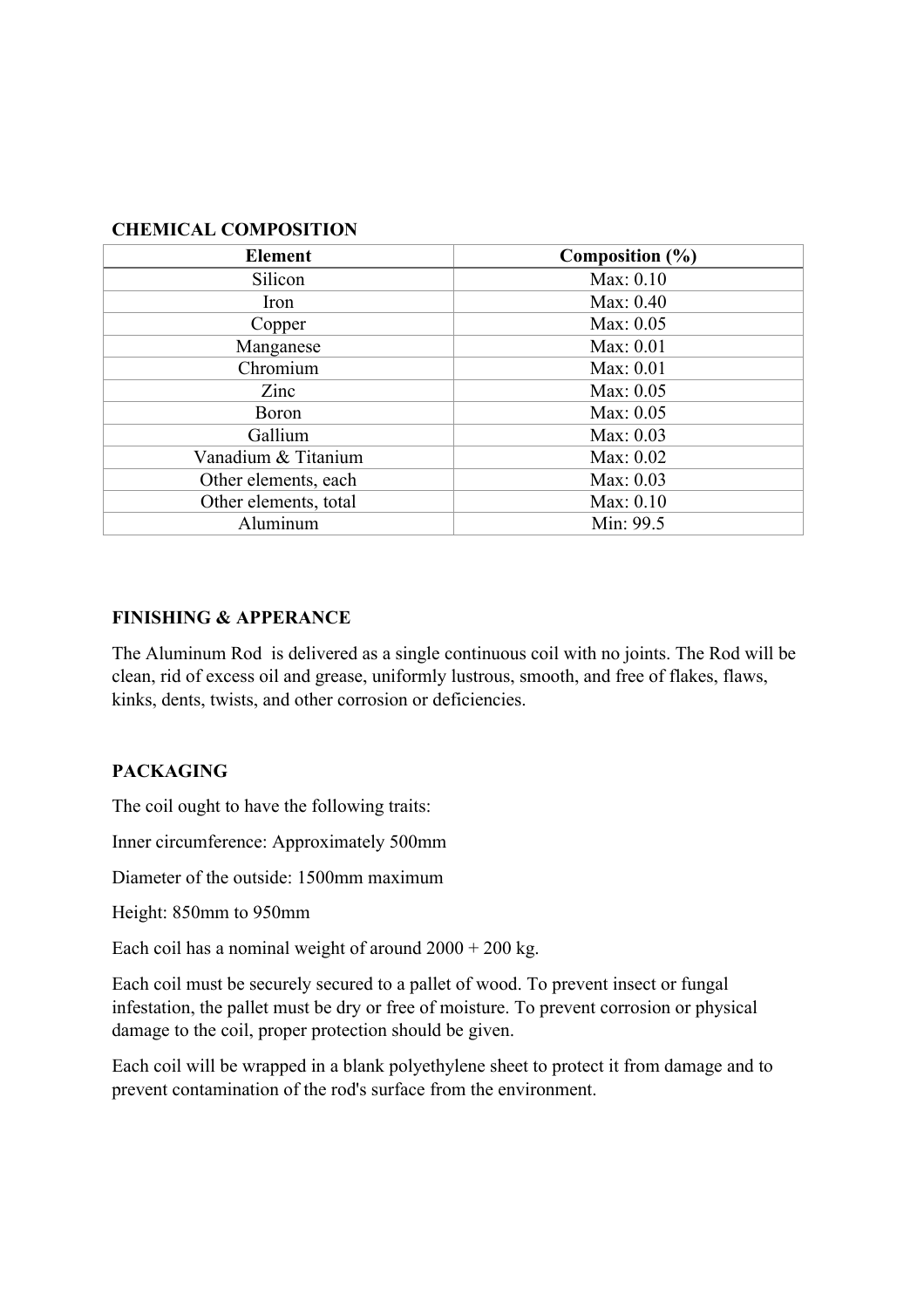**CHEMICAL COMPOSITION**

| Element | Composition (%) |
|---|---|
| Silicon | Max: 0.10 |
| Iron | Max: 0.40 |
| Copper | Max: 0.05 |
| Manganese | Max: 0.01 |
| Chromium | Max: 0.01 |
| Zinc | Max: 0.05 |
| Boron | Max: 0.05 |
| Gallium | Max: 0.03 |
| Vanadium & Titanium | Max: 0.02 |
| Other elements, each | Max: 0.03 |
| Other elements, total | Max: 0.10 |
| Aluminum | Min: 99.5 |

**FINISHING & APPERANCE**

The Aluminum Rod is delivered as a single continuous coil with no joints. The Rod will be clean, rid of excess oil and grease, uniformly lustrous, smooth, and free of flakes, flaws, kinks, dents, twists, and other corrosion or deficiencies.

**PACKAGING**

The coil ought to have the following traits:

Inner circumference: Approximately 500mm

Diameter of the outside: 1500mm maximum

Height: 850mm to 950mm

Each coil has a nominal weight of around 2000 + 200 kg.

Each coil must be securely secured to a pallet of wood. To prevent insect or fungal infestation, the pallet must be dry or free of moisture. To prevent corrosion or physical damage to the coil, proper protection should be given.

Each coil will be wrapped in a blank polyethylene sheet to protect it from damage and to prevent contamination of the rod's surface from the environment.